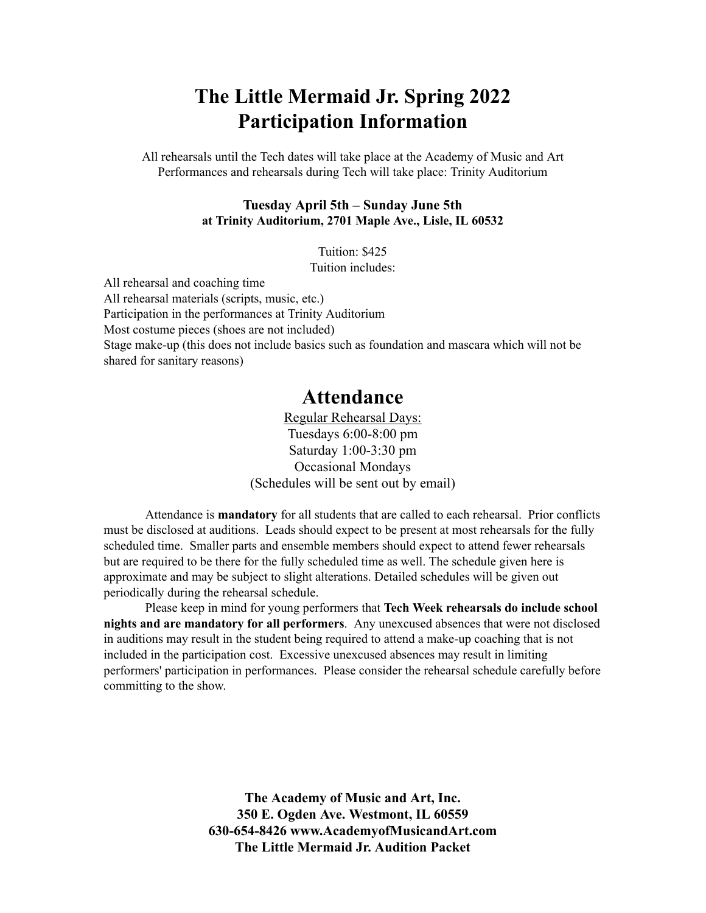# The Little Mermaid Jr. Spring 2022 Participation Information

All rehearsals until the Tech dates will take place at the Academy of Music and Art
Performances and rehearsals during Tech will take place: Trinity Auditorium

**Tuesday April 5th – Sunday June 5th**
**at Trinity Auditorium, 2701 Maple Ave., Lisle, IL 60532**

Tuition: $425
Tuition includes:

All rehearsal and coaching time
All rehearsal materials (scripts, music, etc.)
Participation in the performances at Trinity Auditorium
Most costume pieces (shoes are not included)
Stage make-up (this does not include basics such as foundation and mascara which will not be shared for sanitary reasons)

## Attendance

Regular Rehearsal Days:
Tuesdays 6:00-8:00 pm
Saturday 1:00-3:30 pm
Occasional Mondays
(Schedules will be sent out by email)

Attendance is **mandatory** for all students that are called to each rehearsal. Prior conflicts must be disclosed at auditions. Leads should expect to be present at most rehearsals for the fully scheduled time. Smaller parts and ensemble members should expect to attend fewer rehearsals but are required to be there for the fully scheduled time as well. The schedule given here is approximate and may be subject to slight alterations. Detailed schedules will be given out periodically during the rehearsal schedule.

Please keep in mind for young performers that **Tech Week rehearsals do include school nights and are mandatory for all performers**. Any unexcused absences that were not disclosed in auditions may result in the student being required to attend a make-up coaching that is not included in the participation cost. Excessive unexcused absences may result in limiting performers' participation in performances. Please consider the rehearsal schedule carefully before committing to the show.

**The Academy of Music and Art, Inc.**
**350 E. Ogden Ave. Westmont, IL 60559**
**630-654-8426 www.AcademyofMusicandArt.com**
**The Little Mermaid Jr. Audition Packet**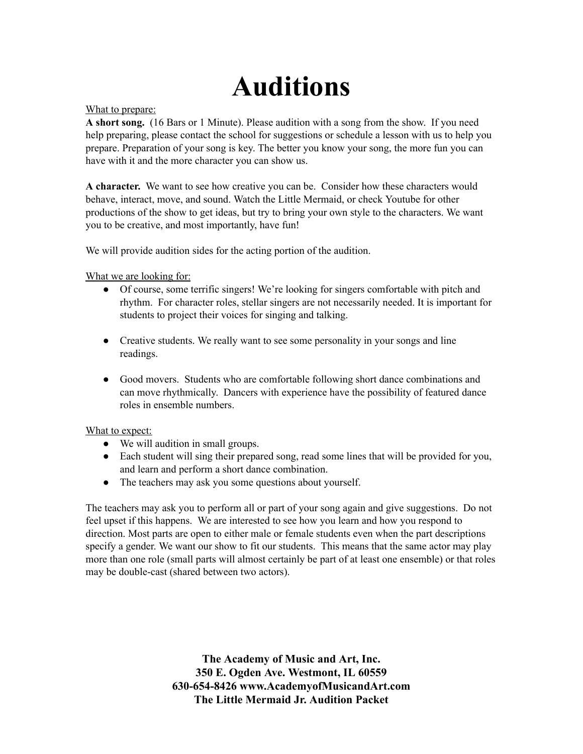# Auditions

<u>What to prepare:</u>

**A short song.** (16 Bars or 1 Minute). Please audition with a song from the show. If you need help preparing, please contact the school for suggestions or schedule a lesson with us to help you prepare. Preparation of your song is key. The better you know your song, the more fun you can have with it and the more character you can show us.

**A character.** We want to see how creative you can be. Consider how these characters would behave, interact, move, and sound. Watch the Little Mermaid, or check Youtube for other productions of the show to get ideas, but try to bring your own style to the characters. We want you to be creative, and most importantly, have fun!

We will provide audition sides for the acting portion of the audition.

<u>What we are looking for:</u>

- Of course, some terrific singers! We're looking for singers comfortable with pitch and rhythm. For character roles, stellar singers are not necessarily needed. It is important for students to project their voices for singing and talking.
- Creative students. We really want to see some personality in your songs and line readings.
- Good movers. Students who are comfortable following short dance combinations and can move rhythmically. Dancers with experience have the possibility of featured dance roles in ensemble numbers.

<u>What to expect:</u>

- We will audition in small groups.
- Each student will sing their prepared song, read some lines that will be provided for you, and learn and perform a short dance combination.
- The teachers may ask you some questions about yourself.

The teachers may ask you to perform all or part of your song again and give suggestions. Do not feel upset if this happens. We are interested to see how you learn and how you respond to direction. Most parts are open to either male or female students even when the part descriptions specify a gender. We want our show to fit our students. This means that the same actor may play more than one role (small parts will almost certainly be part of at least one ensemble) or that roles may be double-cast (shared between two actors).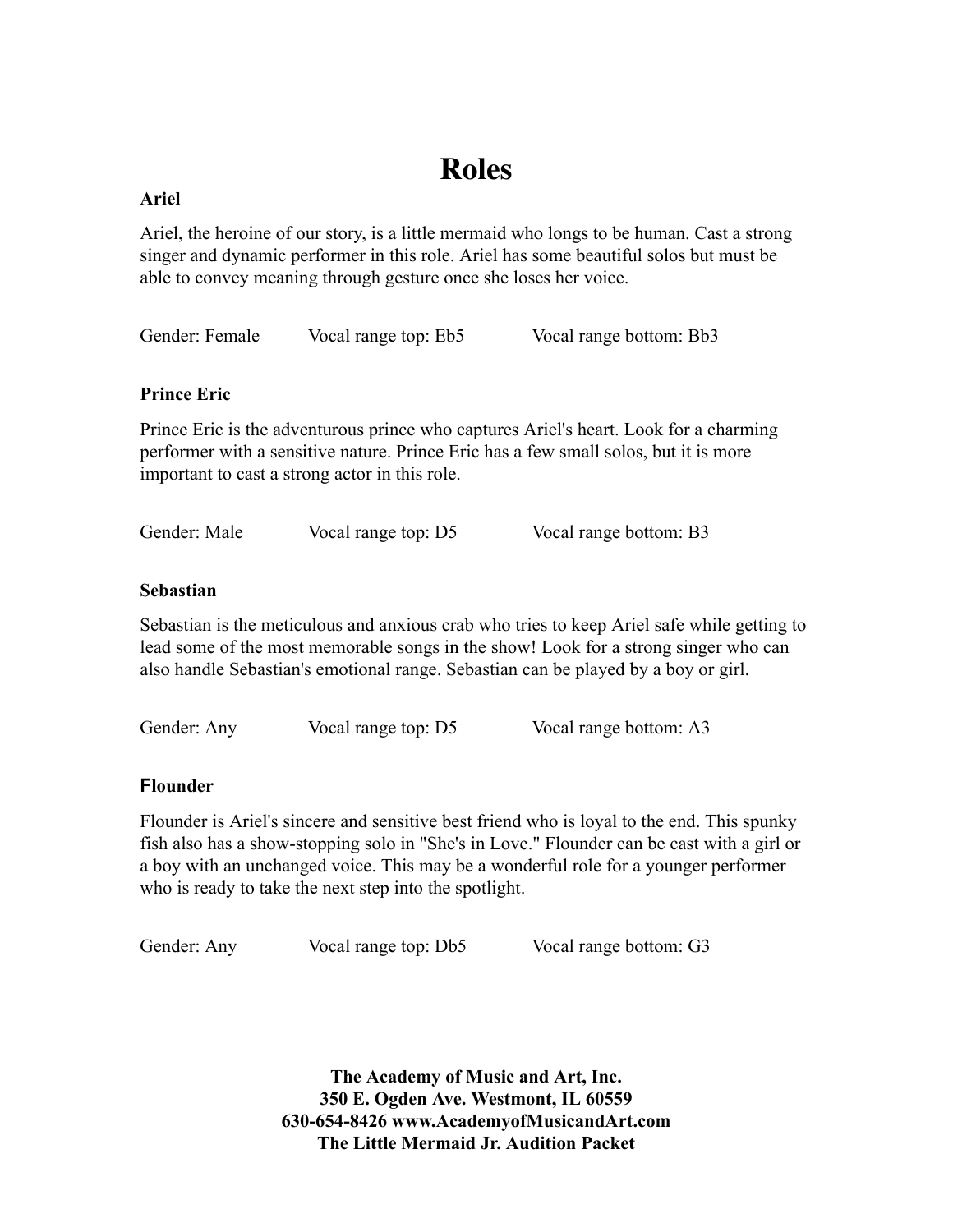# Roles

### Ariel

Ariel, the heroine of our story, is a little mermaid who longs to be human. Cast a strong singer and dynamic performer in this role. Ariel has some beautiful solos but must be able to convey meaning through gesture once she loses her voice.

Gender: Female    Vocal range top: Eb5    Vocal range bottom: Bb3

### Prince Eric

Prince Eric is the adventurous prince who captures Ariel's heart. Look for a charming performer with a sensitive nature. Prince Eric has a few small solos, but it is more important to cast a strong actor in this role.

Gender: Male    Vocal range top: D5    Vocal range bottom: B3

### Sebastian

Sebastian is the meticulous and anxious crab who tries to keep Ariel safe while getting to lead some of the most memorable songs in the show! Look for a strong singer who can also handle Sebastian's emotional range. Sebastian can be played by a boy or girl.

Gender: Any    Vocal range top: D5    Vocal range bottom: A3

### Flounder

Flounder is Ariel's sincere and sensitive best friend who is loyal to the end. This spunky fish also has a show-stopping solo in "She's in Love." Flounder can be cast with a girl or a boy with an unchanged voice. This may be a wonderful role for a younger performer who is ready to take the next step into the spotlight.

Gender: Any    Vocal range top: Db5    Vocal range bottom: G3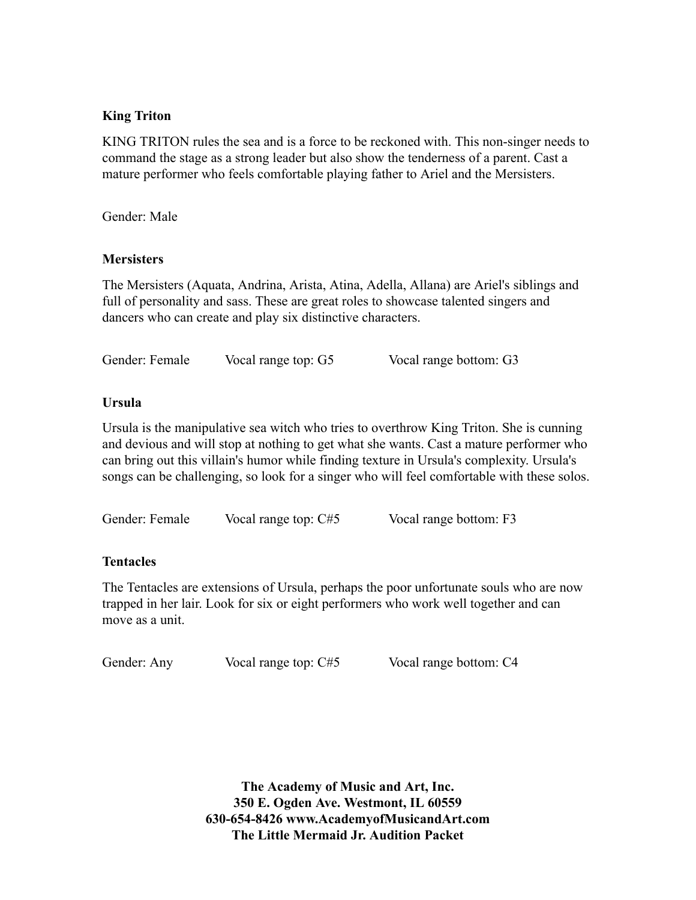**King Triton**

KING TRITON rules the sea and is a force to be reckoned with. This non-singer needs to command the stage as a strong leader but also show the tenderness of a parent. Cast a mature performer who feels comfortable playing father to Ariel and the Mersisters.

Gender: Male

**Mersisters**

The Mersisters (Aquata, Andrina, Arista, Atina, Adella, Allana) are Ariel's siblings and full of personality and sass. These are great roles to showcase talented singers and dancers who can create and play six distinctive characters.

Gender: Female Vocal range top: G5 Vocal range bottom: G3

**Ursula**

Ursula is the manipulative sea witch who tries to overthrow King Triton. She is cunning and devious and will stop at nothing to get what she wants. Cast a mature performer who can bring out this villain's humor while finding texture in Ursula's complexity. Ursula's songs can be challenging, so look for a singer who will feel comfortable with these solos.

Gender: Female Vocal range top: C#5 Vocal range bottom: F3

**Tentacles**

The Tentacles are extensions of Ursula, perhaps the poor unfortunate souls who are now trapped in her lair. Look for six or eight performers who work well together and can move as a unit.

Gender: Any Vocal range top: C#5 Vocal range bottom: C4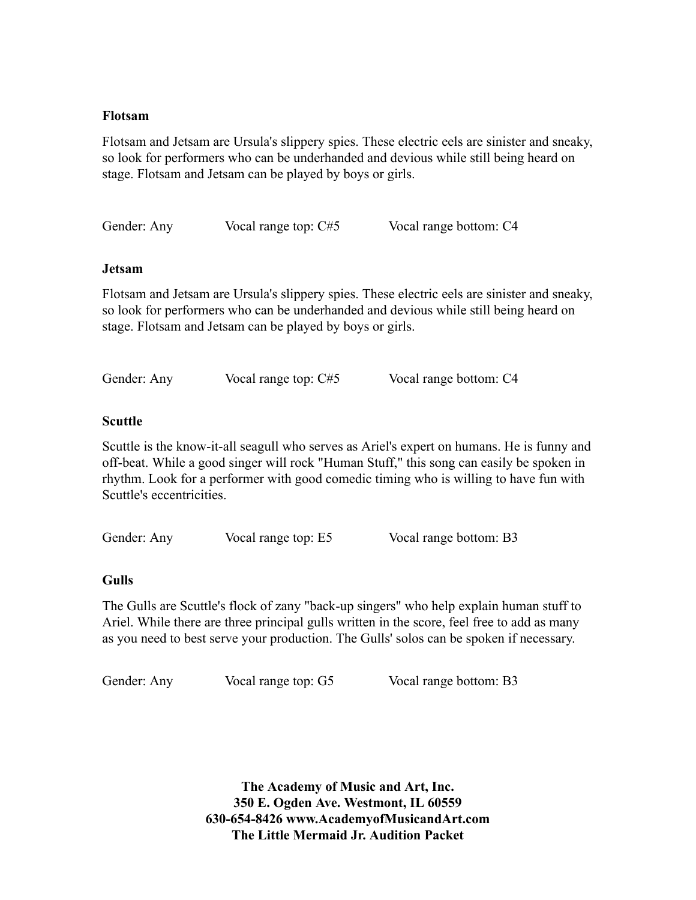### Flotsam

Flotsam and Jetsam are Ursula's slippery spies. These electric eels are sinister and sneaky, so look for performers who can be underhanded and devious while still being heard on stage. Flotsam and Jetsam can be played by boys or girls.

Gender: Any Vocal range top: C#5 Vocal range bottom: C4

### Jetsam

Flotsam and Jetsam are Ursula's slippery spies. These electric eels are sinister and sneaky, so look for performers who can be underhanded and devious while still being heard on stage. Flotsam and Jetsam can be played by boys or girls.

Gender: Any Vocal range top: C#5 Vocal range bottom: C4

### Scuttle

Scuttle is the know-it-all seagull who serves as Ariel's expert on humans. He is funny and off-beat. While a good singer will rock "Human Stuff," this song can easily be spoken in rhythm. Look for a performer with good comedic timing who is willing to have fun with Scuttle's eccentricities.

Gender: Any Vocal range top: E5 Vocal range bottom: B3

### Gulls

The Gulls are Scuttle's flock of zany "back-up singers" who help explain human stuff to Ariel. While there are three principal gulls written in the score, feel free to add as many as you need to best serve your production. The Gulls' solos can be spoken if necessary.

Gender: Any Vocal range top: G5 Vocal range bottom: B3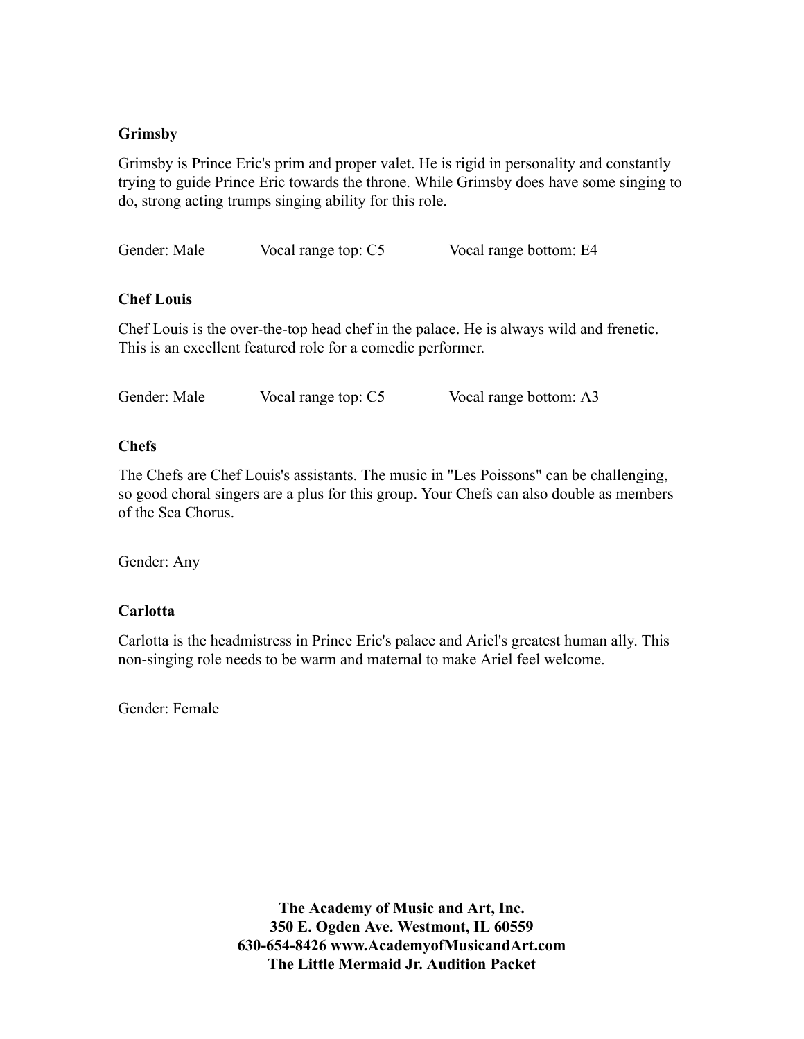**Grimsby**

Grimsby is Prince Eric's prim and proper valet. He is rigid in personality and constantly trying to guide Prince Eric towards the throne. While Grimsby does have some singing to do, strong acting trumps singing ability for this role.

Gender: Male     Vocal range top: C5     Vocal range bottom: E4

**Chef Louis**

Chef Louis is the over-the-top head chef in the palace. He is always wild and frenetic. This is an excellent featured role for a comedic performer.

Gender: Male     Vocal range top: C5     Vocal range bottom: A3

**Chefs**

The Chefs are Chef Louis's assistants. The music in "Les Poissons" can be challenging, so good choral singers are a plus for this group. Your Chefs can also double as members of the Sea Chorus.

Gender: Any

**Carlotta**

Carlotta is the headmistress in Prince Eric's palace and Ariel's greatest human ally. This non-singing role needs to be warm and maternal to make Ariel feel welcome.

Gender: Female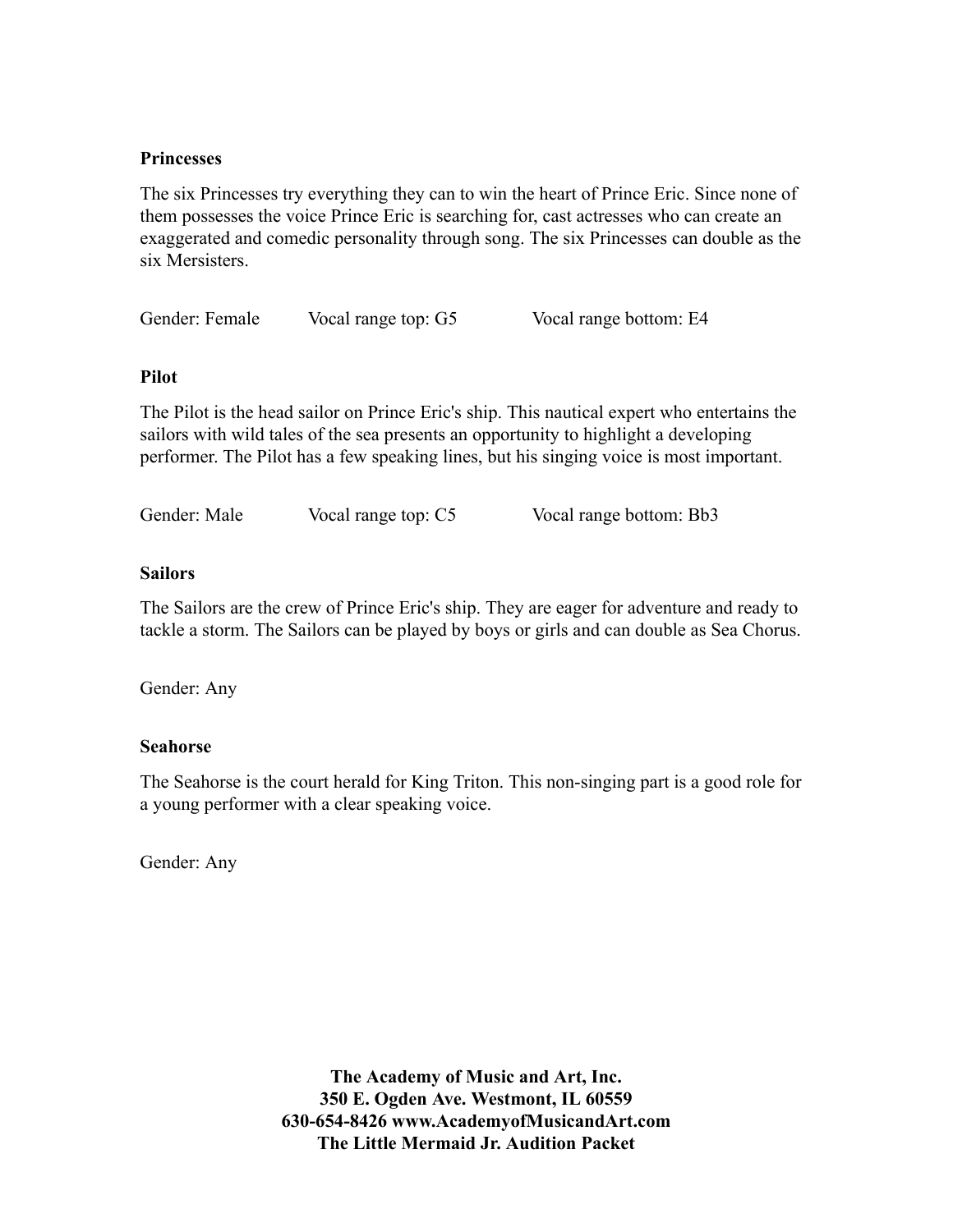**Princesses**

The six Princesses try everything they can to win the heart of Prince Eric. Since none of them possesses the voice Prince Eric is searching for, cast actresses who can create an exaggerated and comedic personality through song. The six Princesses can double as the six Mersisters.

Gender: Female  Vocal range top: G5  Vocal range bottom: E4

**Pilot**

The Pilot is the head sailor on Prince Eric's ship. This nautical expert who entertains the sailors with wild tales of the sea presents an opportunity to highlight a developing performer. The Pilot has a few speaking lines, but his singing voice is most important.

Gender: Male  Vocal range top: C5  Vocal range bottom: Bb3

**Sailors**

The Sailors are the crew of Prince Eric's ship. They are eager for adventure and ready to tackle a storm. The Sailors can be played by boys or girls and can double as Sea Chorus.

Gender: Any

**Seahorse**

The Seahorse is the court herald for King Triton. This non-singing part is a good role for a young performer with a clear speaking voice.

Gender: Any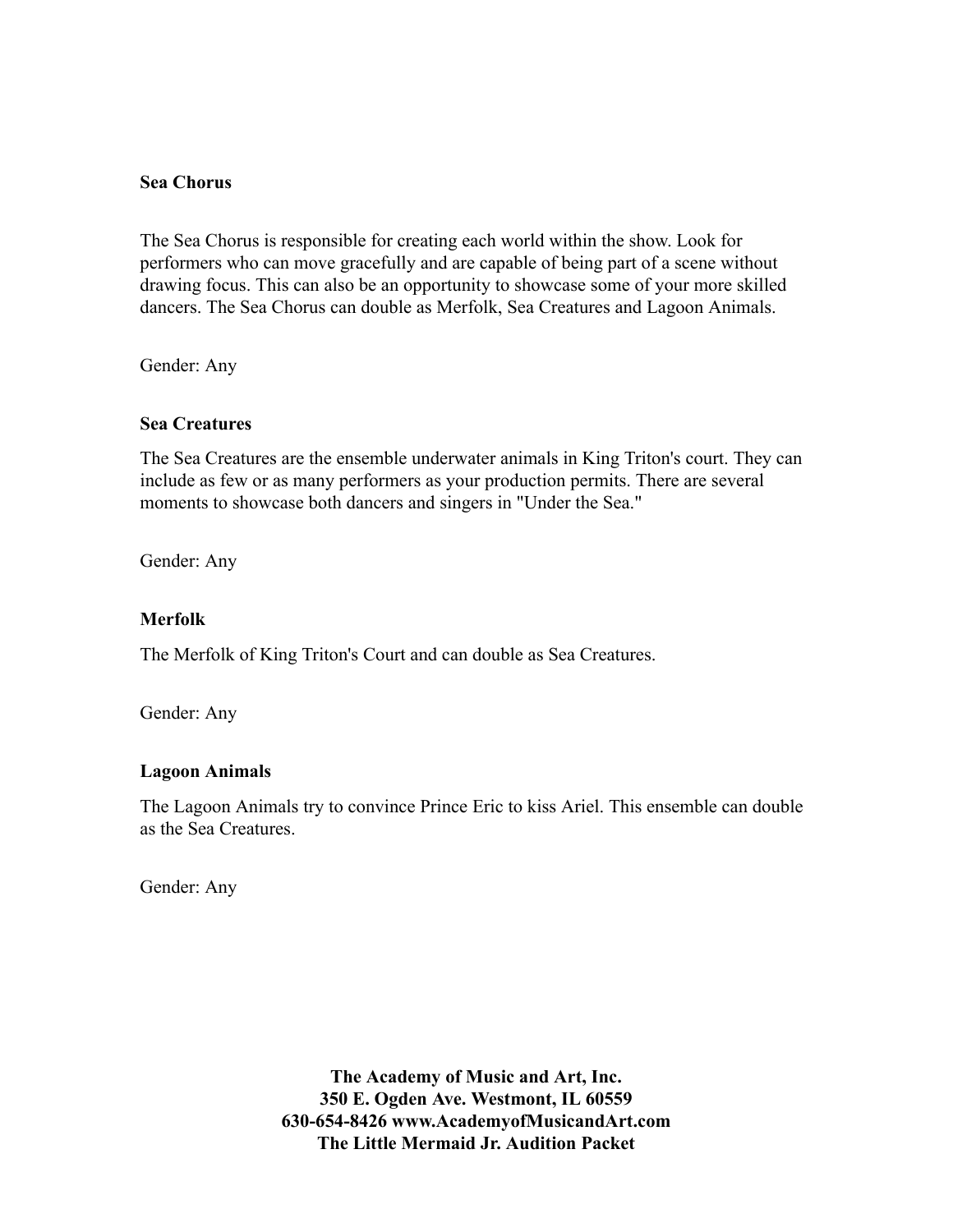**Sea Chorus**

The Sea Chorus is responsible for creating each world within the show. Look for performers who can move gracefully and are capable of being part of a scene without drawing focus. This can also be an opportunity to showcase some of your more skilled dancers. The Sea Chorus can double as Merfolk, Sea Creatures and Lagoon Animals.

Gender: Any

**Sea Creatures**

The Sea Creatures are the ensemble underwater animals in King Triton's court. They can include as few or as many performers as your production permits. There are several moments to showcase both dancers and singers in "Under the Sea."

Gender: Any

**Merfolk**

The Merfolk of King Triton's Court and can double as Sea Creatures.

Gender: Any

**Lagoon Animals**

The Lagoon Animals try to convince Prince Eric to kiss Ariel. This ensemble can double as the Sea Creatures.

Gender: Any